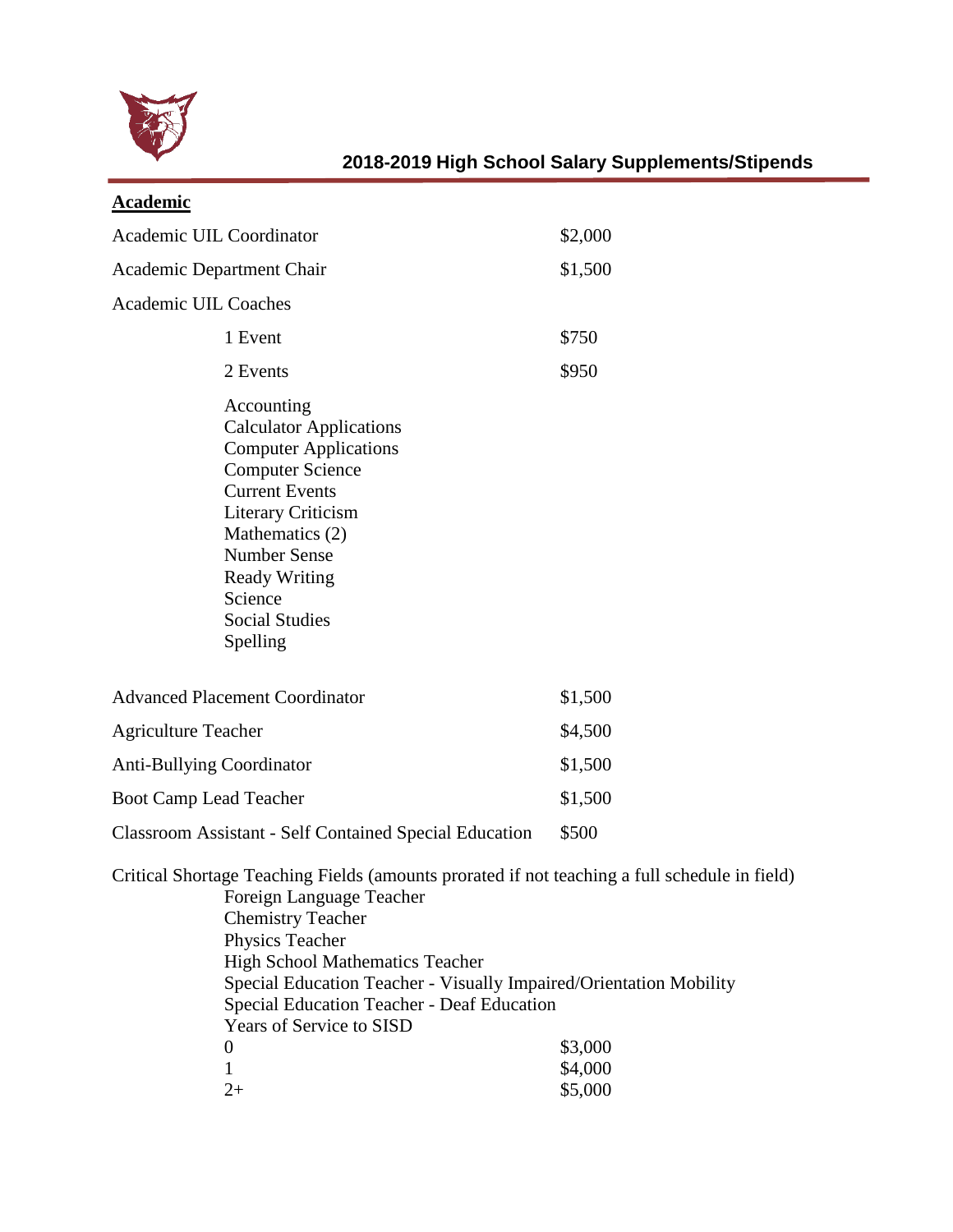## 2018-2019 High School Salary Supplements/Stipends

**Academic**

| | |
|---|---|
| Academic UIL Coordinator | $2,000 |
| Academic Department Chair | $1,500 |
| Academic UIL Coaches | |
| 1 Event | $750 |
| 2 Events | $950 |

Accounting
Calculator Applications
Computer Applications
Computer Science
Current Events
Literary Criticism
Mathematics (2)
Number Sense
Ready Writing
Science
Social Studies
Spelling

| | |
|---|---|
| Advanced Placement Coordinator | $1,500 |
| Agriculture Teacher | $4,500 |
| Anti-Bullying Coordinator | $1,500 |
| Boot Camp Lead Teacher | $1,500 |
| Classroom Assistant - Self Contained Special Education | $500 |

Critical Shortage Teaching Fields (amounts prorated if not teaching a full schedule in field)

Foreign Language Teacher
Chemistry Teacher
Physics Teacher
High School Mathematics Teacher
Special Education Teacher - Visually Impaired/Orientation Mobility
Special Education Teacher - Deaf Education

| Years of Service to SISD | |
|---|---|
| 0 | $3,000 |
| 1 | $4,000 |
| 2+ | $5,000 |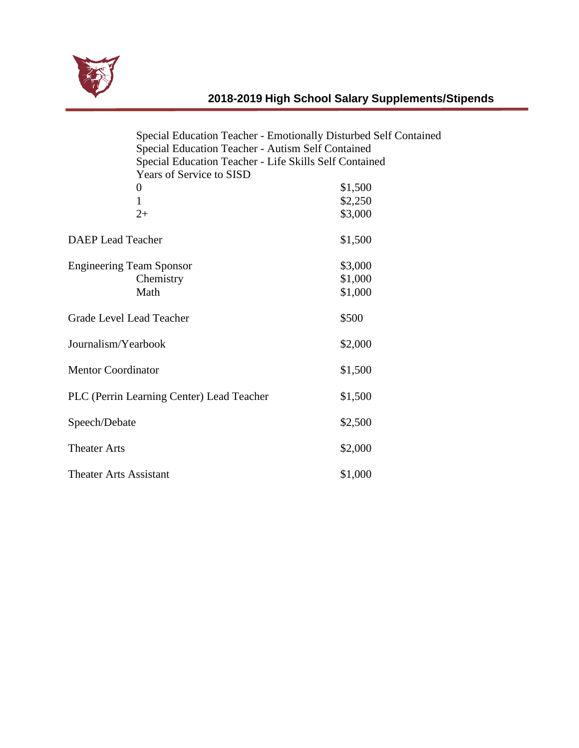## 2018-2019 High School Salary Supplements/Stipends

| | |
|---|---|
| Special Education Teacher - Emotionally Disturbed Self Contained | |
| Special Education Teacher - Autism Self Contained | |
| Special Education Teacher - Life Skills Self Contained | |
| Years of Service to SISD | |
| 0 | $1,500 |
| 1 | $2,250 |
| 2+ | $3,000 |
| DAEP Lead Teacher | $1,500 |
| Engineering Team Sponsor | $3,000 |
| Chemistry | $1,000 |
| Math | $1,000 |
| Grade Level Lead Teacher | $500 |
| Journalism/Yearbook | $2,000 |
| Mentor Coordinator | $1,500 |
| PLC (Perrin Learning Center) Lead Teacher | $1,500 |
| Speech/Debate | $2,500 |
| Theater Arts | $2,000 |
| Theater Arts Assistant | $1,000 |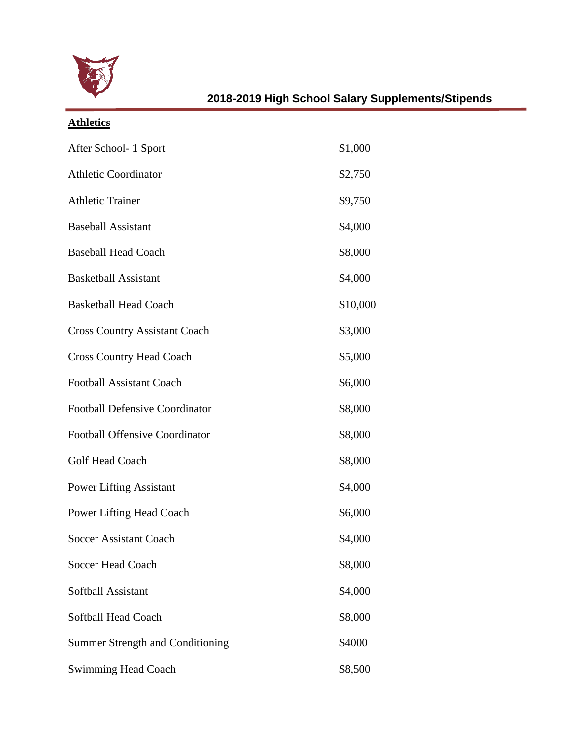## 2018-2019 High School Salary Supplements/Stipends

**Athletics**

| | |
|---|---|
| After School- 1 Sport | $1,000 |
| Athletic Coordinator | $2,750 |
| Athletic Trainer | $9,750 |
| Baseball Assistant | $4,000 |
| Baseball Head Coach | $8,000 |
| Basketball Assistant | $4,000 |
| Basketball Head Coach | $10,000 |
| Cross Country Assistant Coach | $3,000 |
| Cross Country Head Coach | $5,000 |
| Football Assistant Coach | $6,000 |
| Football Defensive Coordinator | $8,000 |
| Football Offensive Coordinator | $8,000 |
| Golf Head Coach | $8,000 |
| Power Lifting Assistant | $4,000 |
| Power Lifting Head Coach | $6,000 |
| Soccer Assistant Coach | $4,000 |
| Soccer Head Coach | $8,000 |
| Softball Assistant | $4,000 |
| Softball Head Coach | $8,000 |
| Summer Strength and Conditioning | $4000 |
| Swimming Head Coach | $8,500 |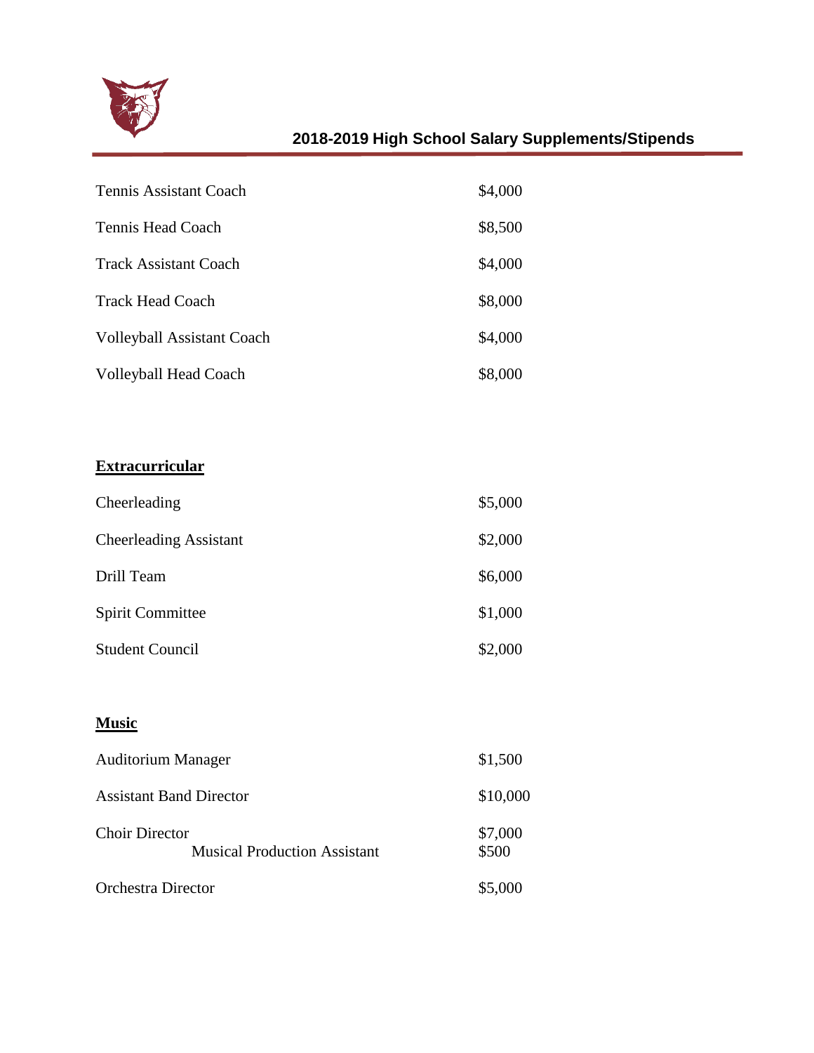## 2018-2019 High School Salary Supplements/Stipends

| | |
|---|---|
| Tennis Assistant Coach | $4,000 |
| Tennis Head Coach | $8,500 |
| Track Assistant Coach | $4,000 |
| Track Head Coach | $8,000 |
| Volleyball Assistant Coach | $4,000 |
| Volleyball Head Coach | $8,000 |

**Extracurricular**

| | |
|---|---|
| Cheerleading | $5,000 |
| Cheerleading Assistant | $2,000 |
| Drill Team | $6,000 |
| Spirit Committee | $1,000 |
| Student Council | $2,000 |

**Music**

| | |
|---|---|
| Auditorium Manager | $1,500 |
| Assistant Band Director | $10,000 |
| Choir Director | $7,000 |
| Musical Production Assistant | $500 |
| Orchestra Director | $5,000 |